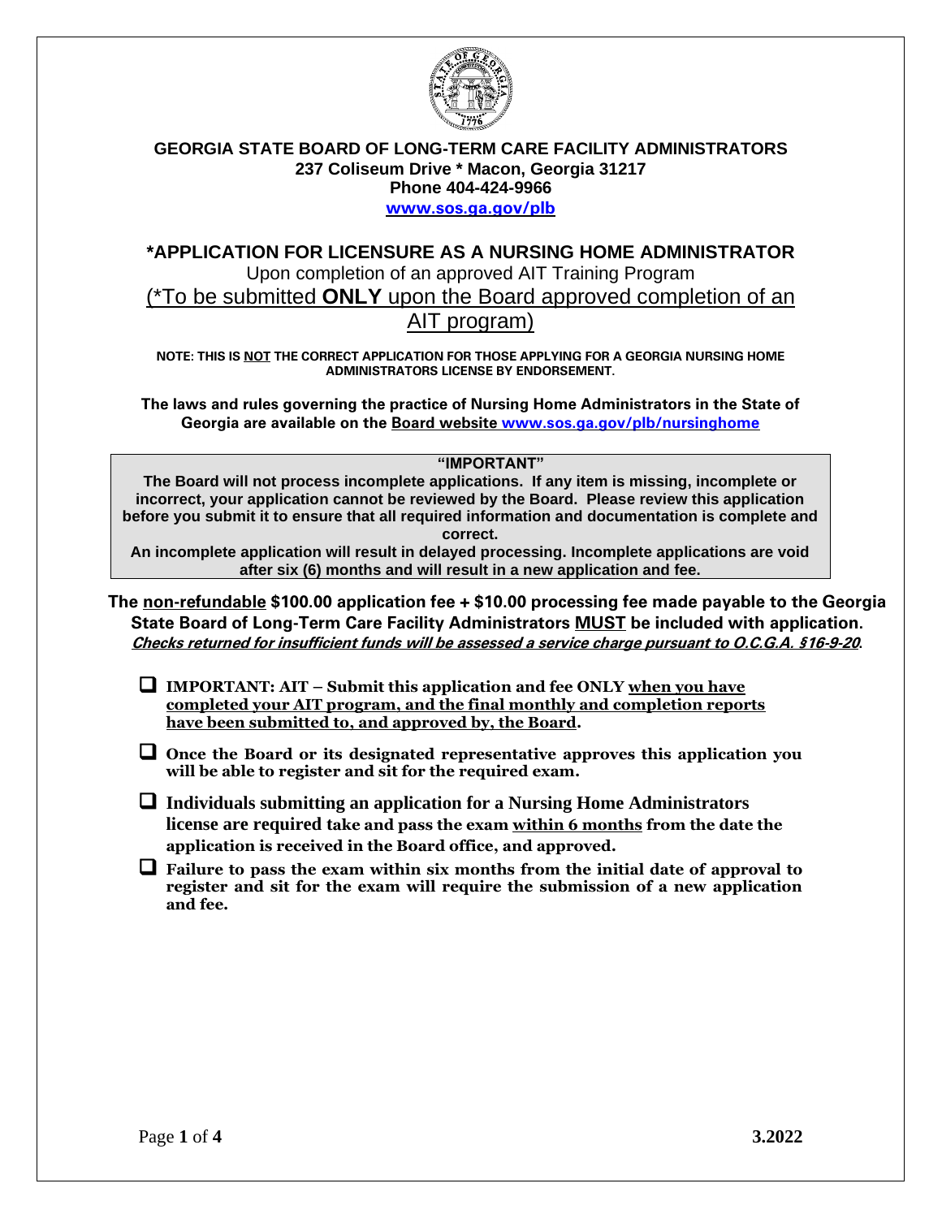# GEORGIA STATE BOARD OF LONG-TERM CARE FACILITY ADMINISTRATORS

**237 Coliseum Drive * Macon, Georgia 31217**
**Phone 404-424-9966**
**www.sos.ga.gov/plb**

## *APPLICATION FOR LICENSURE AS A NURSING HOME ADMINISTRATOR

Upon completion of an approved AIT Training Program

(*To be submitted **ONLY** upon the Board approved completion of an AIT program)

**NOTE: THIS IS NOT THE CORRECT APPLICATION FOR THOSE APPLYING FOR A GEORGIA NURSING HOME ADMINISTRATORS LICENSE BY ENDORSEMENT.**

**The laws and rules governing the practice of Nursing Home Administrators in the State of Georgia are available on the Board website www.sos.ga.gov/plb/nursinghome**

> **"IMPORTANT"**
>
> **The Board will not process incomplete applications. If any item is missing, incomplete or incorrect, your application cannot be reviewed by the Board. Please review this application before you submit it to ensure that all required information and documentation is complete and correct.**
>
> **An incomplete application will result in delayed processing. Incomplete applications are void after six (6) months and will result in a new application and fee.**

**The non-refundable $100.00 application fee + $10.00 processing fee made payable to the Georgia State Board of Long-Term Care Facility Administrators MUST be included with application.** ***Checks returned for insufficient funds will be assessed a service charge pursuant to O.C.G.A. §16-9-20.***

- ❑ **IMPORTANT: AIT – Submit this application and fee ONLY when you have completed your AIT program, and the final monthly and completion reports have been submitted to, and approved by, the Board.**
- ❑ **Once the Board or its designated representative approves this application you will be able to register and sit for the required exam.**
- ❑ **Individuals submitting an application for a Nursing Home Administrators license are required take and pass the exam within 6 months from the date the application is received in the Board office, and approved.**
- ❑ **Failure to pass the exam within six months from the initial date of approval to register and sit for the exam will require the submission of a new application and fee.**

3.2022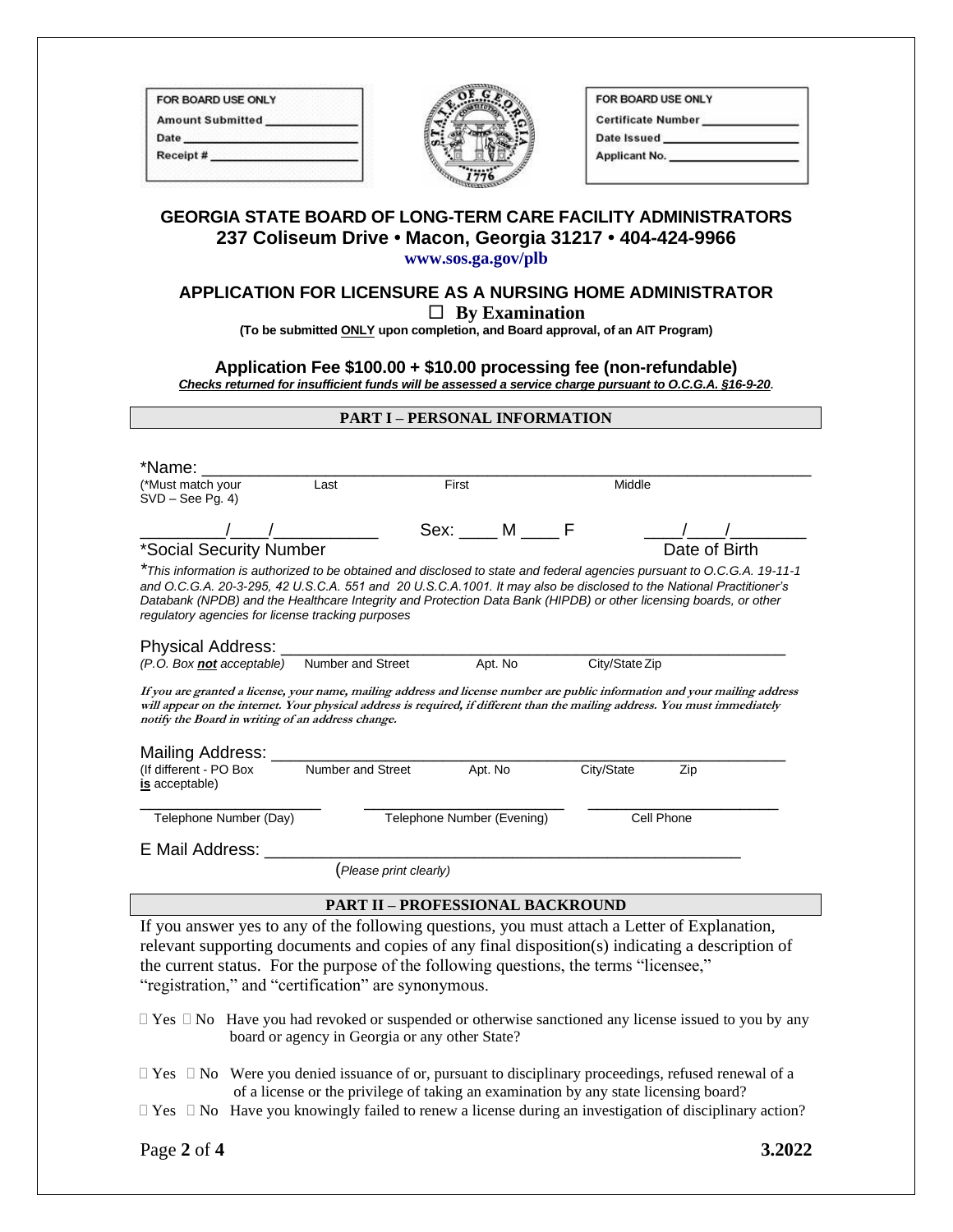| FOR BOARD USE ONLY |
| --- |
| Amount Submitted ____________ |
| Date ____________ |
| Receipt # ____________ |

| FOR BOARD USE ONLY |
| --- |
| Certificate Number ____________ |
| Date Issued ____________ |
| Applicant No. ____________ |

# GEORGIA STATE BOARD OF LONG-TERM CARE FACILITY ADMINISTRATORS

**237 Coliseum Drive • Macon, Georgia 31217 • 404-424-9966**

**www.sos.ga.gov/plb**

## APPLICATION FOR LICENSURE AS A NURSING HOME ADMINISTRATOR

☐ **By Examination**

**(To be submitted ONLY upon completion, and Board approval, of an AIT Program)**

**Application Fee $100.00 + $10.00 processing fee (non-refundable)**

***Checks returned for insufficient funds will be assessed a service charge pursuant to O.C.G.A. §16-9-20.***

### PART I – PERSONAL INFORMATION

*Name: ______________________________________________________________
(*Must match your SVD – See Pg. 4) Last First Middle

________/____/__________ Sex: ____ M ____ F ____/____/________
*Social Security Number Date of Birth

*\*This information is authorized to be obtained and disclosed to state and federal agencies pursuant to O.C.G.A. 19-11-1 and O.C.G.A. 20-3-295, 42 U.S.C.A. 551 and 20 U.S.C.A.1001. It may also be disclosed to the National Practitioner's Databank (NPDB) and the Healthcare Integrity and Protection Data Bank (HIPDB) or other licensing boards, or other regulatory agencies for license tracking purposes*

Physical Address: ______________________________________________________
*(P.O. Box **not** acceptable)* Number and Street Apt. No City/State Zip

***If you are granted a license, your name, mailing address and license number are public information and your mailing address will appear on the internet. Your physical address is required, if different than the mailing address. You must immediately notify the Board in writing of an address change.***

Mailing Address: ______________________________________________________
(If different - PO Box **is** acceptable) Number and Street Apt. No City/State Zip

____________________ ____________________ ____________________
Telephone Number (Day) Telephone Number (Evening) Cell Phone

E Mail Address: ______________________________________________
(*Please print clearly)*

### PART II – PROFESSIONAL BACKROUND

If you answer yes to any of the following questions, you must attach a Letter of Explanation, relevant supporting documents and copies of any final disposition(s) indicating a description of the current status. For the purpose of the following questions, the terms "licensee," "registration," and "certification" are synonymous.

☐ Yes ☐ No Have you had revoked or suspended or otherwise sanctioned any license issued to you by any board or agency in Georgia or any other State?

☐ Yes ☐ No Were you denied issuance of or, pursuant to disciplinary proceedings, refused renewal of a of a license or the privilege of taking an examination by any state licensing board?

☐ Yes ☐ No Have you knowingly failed to renew a license during an investigation of disciplinary action?

3.2022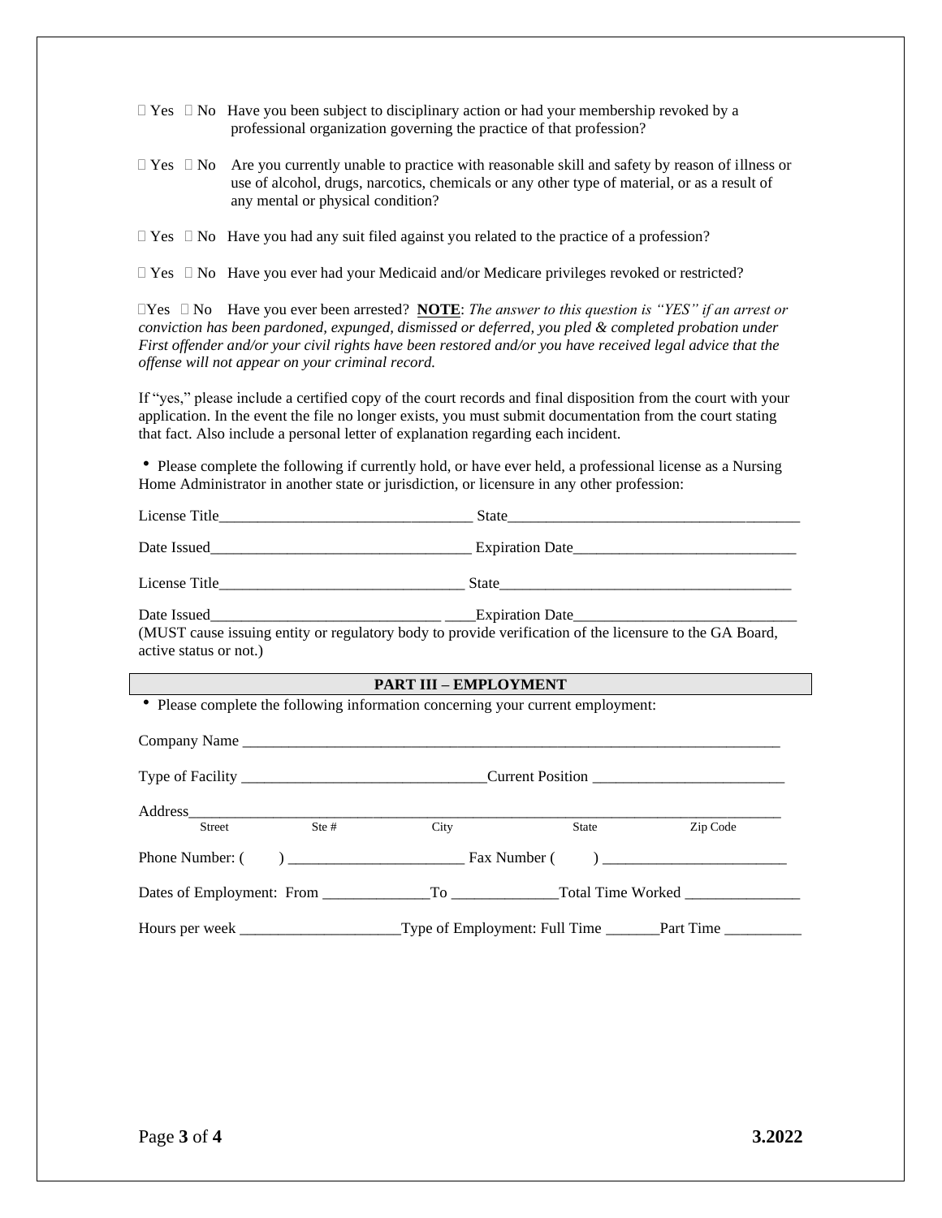☐ Yes ☐ No Have you been subject to disciplinary action or had your membership revoked by a professional organization governing the practice of that profession?

☐ Yes ☐ No Are you currently unable to practice with reasonable skill and safety by reason of illness or use of alcohol, drugs, narcotics, chemicals or any other type of material, or as a result of any mental or physical condition?

☐ Yes ☐ No Have you had any suit filed against you related to the practice of a profession?

☐ Yes ☐ No Have you ever had your Medicaid and/or Medicare privileges revoked or restricted?

☐Yes ☐ No Have you ever been arrested? **NOTE**: *The answer to this question is "YES" if an arrest or conviction has been pardoned, expunged, dismissed or deferred, you pled & completed probation under First offender and/or your civil rights have been restored and/or you have received legal advice that the offense will not appear on your criminal record.*

If "yes," please include a certified copy of the court records and final disposition from the court with your application. In the event the file no longer exists, you must submit documentation from the court stating that fact. Also include a personal letter of explanation regarding each incident.

- Please complete the following if currently hold, or have ever held, a professional license as a Nursing Home Administrator in another state or jurisdiction, or licensure in any other profession:

License Title_________________________________ State______________________________________

Date Issued__________________________________ Expiration Date_____________________________

License Title________________________________ State_______________________________________

Date Issued______________________________ ____Expiration Date____________________________

(MUST cause issuing entity or regulatory body to provide verification of the licensure to the GA Board, active status or not.)

## PART III – EMPLOYMENT

- Please complete the following information concerning your current employment:

Company Name __________________________________________________________________________

Type of Facility ________________________________Current Position _________________________

Address________________________________________________________________________________

Street Ste # City State Zip Code

Phone Number: ( ) _______________________ Fax Number ( ) ________________________

Dates of Employment: From ______________To ______________Total Time Worked _______________

Hours per week _____________________Type of Employment: Full Time _______Part Time __________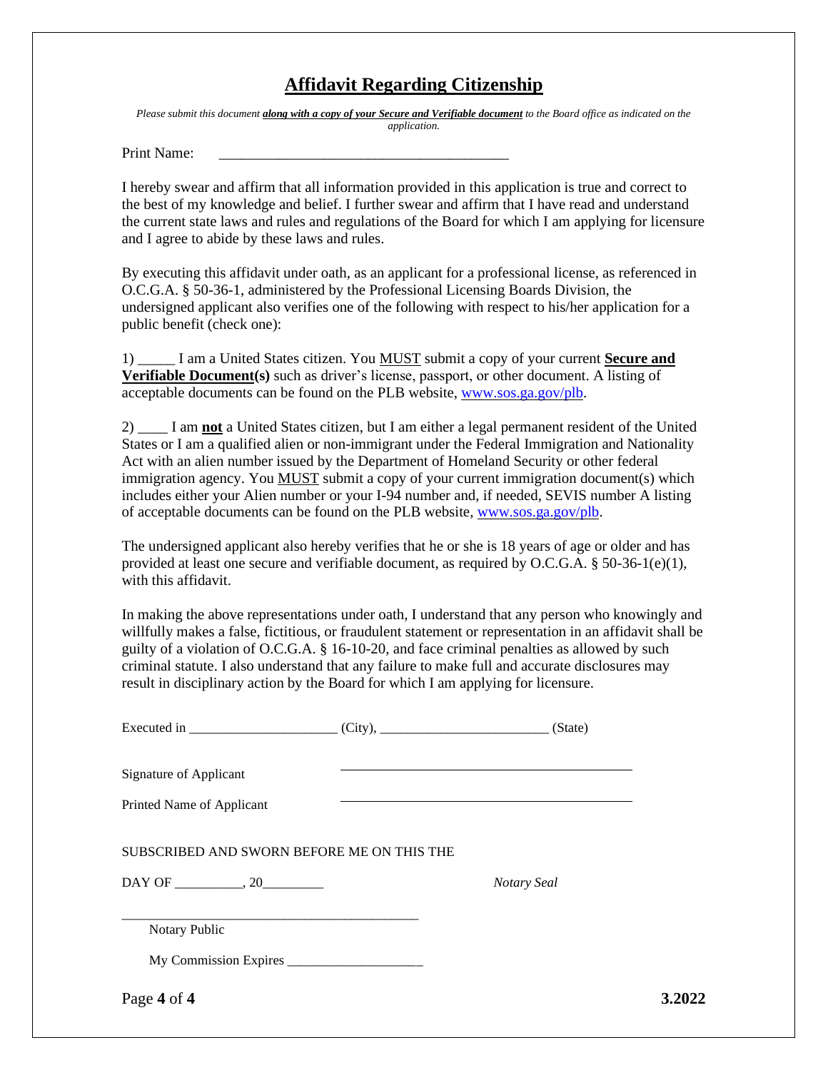# Affidavit Regarding Citizenship

*Please submit this document* ***along with a copy of your Secure and Verifiable document*** *to the Board office as indicated on the application.*

Print Name: ________________________________________

I hereby swear and affirm that all information provided in this application is true and correct to the best of my knowledge and belief. I further swear and affirm that I have read and understand the current state laws and rules and regulations of the Board for which I am applying for licensure and I agree to abide by these laws and rules.

By executing this affidavit under oath, as an applicant for a professional license, as referenced in O.C.G.A. § 50-36-1, administered by the Professional Licensing Boards Division, the undersigned applicant also verifies one of the following with respect to his/her application for a public benefit (check one):

1) _____ I am a United States citizen. You MUST submit a copy of your current **Secure and Verifiable Document(s)** such as driver's license, passport, or other document. A listing of acceptable documents can be found on the PLB website, www.sos.ga.gov/plb.

2) ____ I am **not** a United States citizen, but I am either a legal permanent resident of the United States or I am a qualified alien or non-immigrant under the Federal Immigration and Nationality Act with an alien number issued by the Department of Homeland Security or other federal immigration agency. You MUST submit a copy of your current immigration document(s) which includes either your Alien number or your I-94 number and, if needed, SEVIS number A listing of acceptable documents can be found on the PLB website, www.sos.ga.gov/plb.

The undersigned applicant also hereby verifies that he or she is 18 years of age or older and has provided at least one secure and verifiable document, as required by O.C.G.A. § 50-36-1(e)(1), with this affidavit.

In making the above representations under oath, I understand that any person who knowingly and willfully makes a false, fictitious, or fraudulent statement or representation in an affidavit shall be guilty of a violation of O.C.G.A. § 16-10-20, and face criminal penalties as allowed by such criminal statute. I also understand that any failure to make full and accurate disclosures may result in disciplinary action by the Board for which I am applying for licensure.

Executed in _____________________ (City), ________________________ (State)

Signature of Applicant ________________________________________

Printed Name of Applicant ________________________________________

SUBSCRIBED AND SWORN BEFORE ME ON THIS THE

DAY OF __________, 20_________

*Notary Seal*

____________________________________________

Notary Public

My Commission Expires ____________________

3.2022